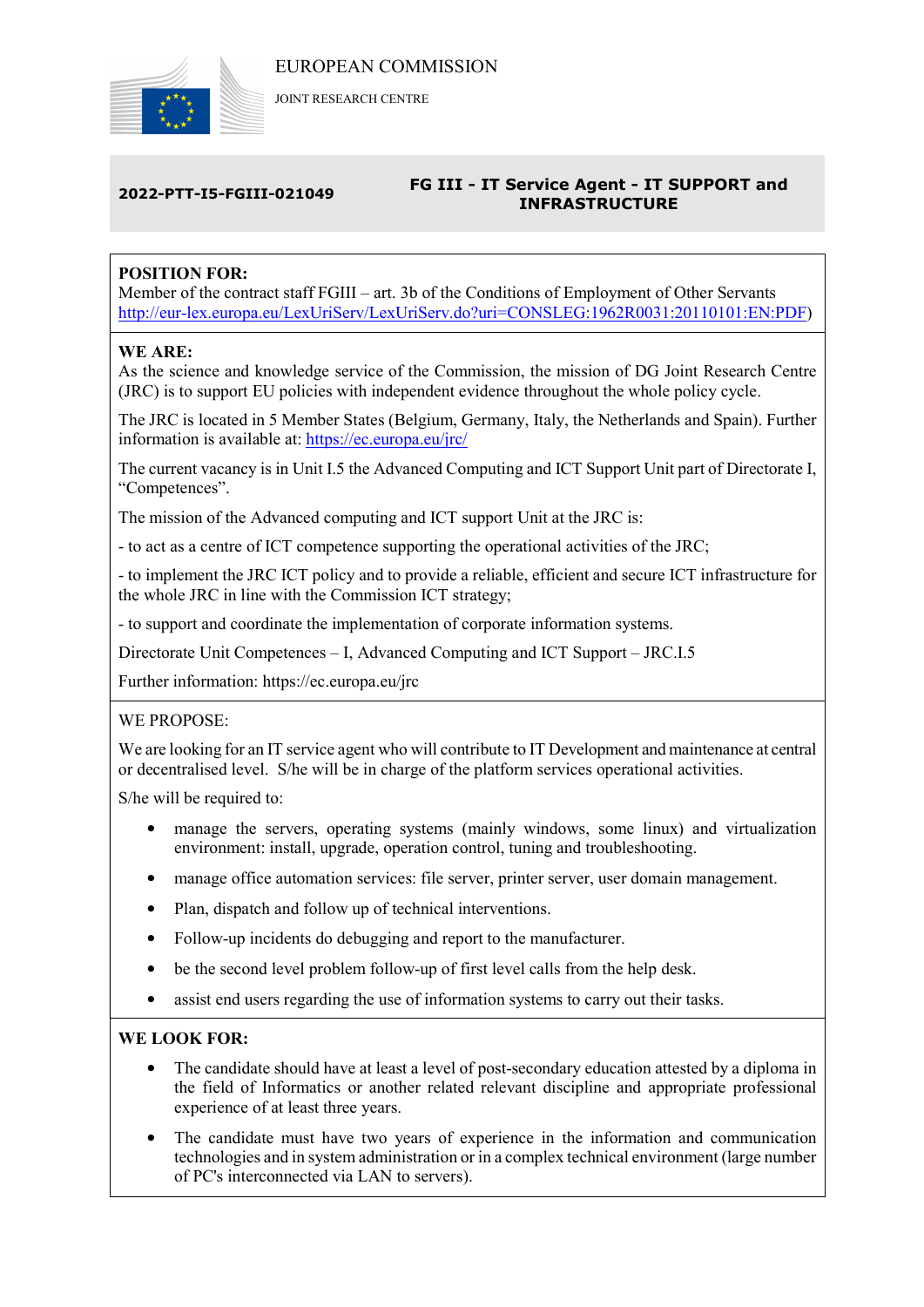EUROPEAN COMMISSION

JOINT RESEARCH CENTRE

**2022-PTT-I5-FGIII-021049**

**FG III - IT Service Agent - IT SUPPORT and INFRASTRUCTURE**

**POSITION FOR:**

Member of the contract staff FGIII – art. 3b of the Conditions of Employment of Other Servants (http://eur-lex.europa.eu/LexUriServ/LexUriServ.do?uri=CONSLEG:1962R0031:20110101:EN:PDF)

**WE ARE:**

As the science and knowledge service of the Commission, the mission of DG Joint Research Centre (JRC) is to support EU policies with independent evidence throughout the whole policy cycle.

The JRC is located in 5 Member States (Belgium, Germany, Italy, the Netherlands and Spain). Further information is available at: https://ec.europa.eu/jrc/

The current vacancy is in Unit I.5 the Advanced Computing and ICT Support Unit part of Directorate I, "Competences".

The mission of the Advanced computing and ICT support Unit at the JRC is:

- to act as a centre of ICT competence supporting the operational activities of the JRC;

- to implement the JRC ICT policy and to provide a reliable, efficient and secure ICT infrastructure for the whole JRC in line with the Commission ICT strategy;

- to support and coordinate the implementation of corporate information systems.

Directorate Unit Competences – I, Advanced Computing and ICT Support – JRC.I.5

Further information: https://ec.europa.eu/jrc

WE PROPOSE:

We are looking for an IT service agent who will contribute to IT Development and maintenance at central or decentralised level. S/he will be in charge of the platform services operational activities.

S/he will be required to:

- manage the servers, operating systems (mainly windows, some linux) and virtualization environment: install, upgrade, operation control, tuning and troubleshooting.
- manage office automation services: file server, printer server, user domain management.
- Plan, dispatch and follow up of technical interventions.
- Follow-up incidents do debugging and report to the manufacturer.
- be the second level problem follow-up of first level calls from the help desk.
- assist end users regarding the use of information systems to carry out their tasks.

**WE LOOK FOR:**

- The candidate should have at least a level of post-secondary education attested by a diploma in the field of Informatics or another related relevant discipline and appropriate professional experience of at least three years.
- The candidate must have two years of experience in the information and communication technologies and in system administration or in a complex technical environment (large number of PC's interconnected via LAN to servers).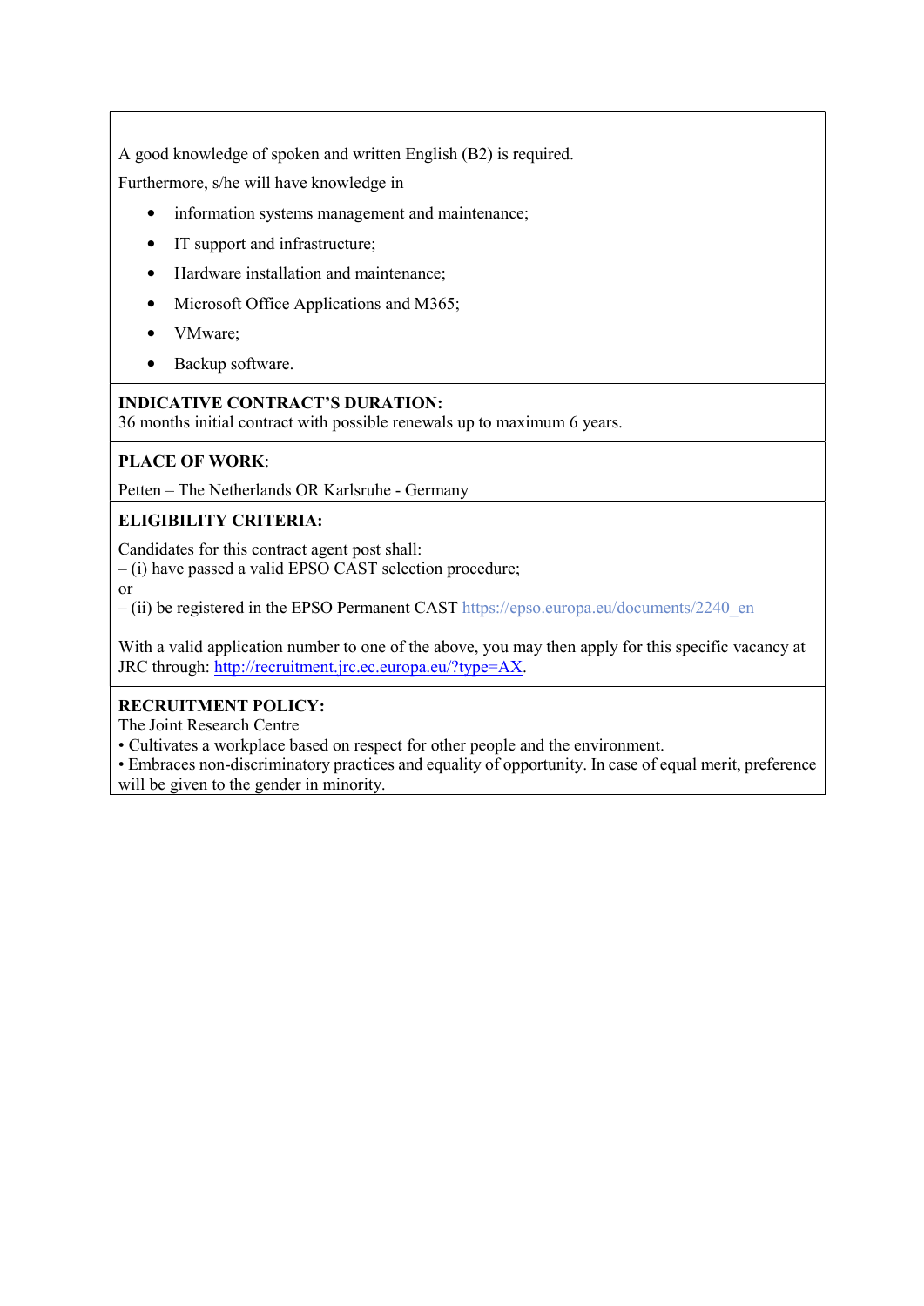A good knowledge of spoken and written English (B2) is required.

Furthermore, s/he will have knowledge in

- information systems management and maintenance;
- IT support and infrastructure;
- Hardware installation and maintenance;
- Microsoft Office Applications and M365;
- VMware;
- Backup software.

**INDICATIVE CONTRACT'S DURATION:**
36 months initial contract with possible renewals up to maximum 6 years.

**PLACE OF WORK**:

Petten – The Netherlands OR Karlsruhe - Germany

**ELIGIBILITY CRITERIA:**

Candidates for this contract agent post shall:
– (i) have passed a valid EPSO CAST selection procedure;
or
– (ii) be registered in the EPSO Permanent CAST https://epso.europa.eu/documents/2240_en

With a valid application number to one of the above, you may then apply for this specific vacancy at JRC through: http://recruitment.jrc.ec.europa.eu/?type=AX.

**RECRUITMENT POLICY:**
The Joint Research Centre
• Cultivates a workplace based on respect for other people and the environment.
• Embraces non-discriminatory practices and equality of opportunity. In case of equal merit, preference will be given to the gender in minority.